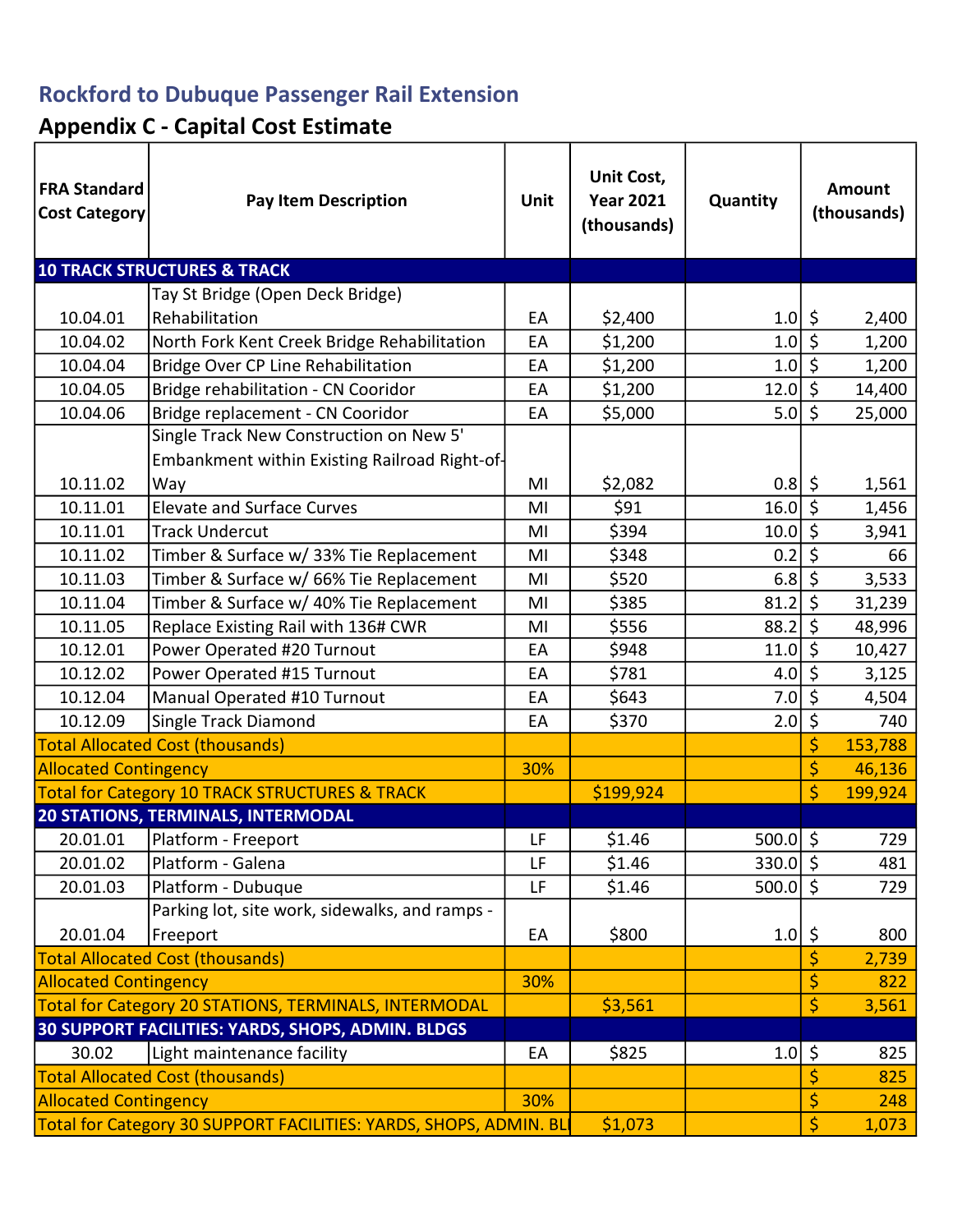# Rockford to Dubuque Passenger Rail Extension

## Appendix C - Capital Cost Estimate

| FRA Standard Cost Category | Pay Item Description | Unit | Unit Cost, Year 2021 (thousands) | Quantity | Amount (thousands) |
|---|---|---|---|---|---|
| **10 TRACK STRUCTURES & TRACK** | | | | | |
| 10.04.01 | Tay St Bridge (Open Deck Bridge) Rehabilitation | EA | $2,400 | 1.0 | $ 2,400 |
| 10.04.02 | North Fork Kent Creek Bridge Rehabilitation | EA | $1,200 | 1.0 | $ 1,200 |
| 10.04.04 | Bridge Over CP Line Rehabilitation | EA | $1,200 | 1.0 | $ 1,200 |
| 10.04.05 | Bridge rehabilitation - CN Cooridor | EA | $1,200 | 12.0 | $ 14,400 |
| 10.04.06 | Bridge replacement - CN Cooridor | EA | $5,000 | 5.0 | $ 25,000 |
| 10.11.02 | Single Track New Construction on New 5' Embankment within Existing Railroad Right-of-Way | MI | $2,082 | 0.8 | $ 1,561 |
| 10.11.01 | Elevate and Surface Curves | MI | $91 | 16.0 | $ 1,456 |
| 10.11.01 | Track Undercut | MI | $394 | 10.0 | $ 3,941 |
| 10.11.02 | Timber & Surface w/ 33% Tie Replacement | MI | $348 | 0.2 | $ 66 |
| 10.11.03 | Timber & Surface w/ 66% Tie Replacement | MI | $520 | 6.8 | $ 3,533 |
| 10.11.04 | Timber & Surface w/ 40% Tie Replacement | MI | $385 | 81.2 | $ 31,239 |
| 10.11.05 | Replace Existing Rail with 136# CWR | MI | $556 | 88.2 | $ 48,996 |
| 10.12.01 | Power Operated #20 Turnout | EA | $948 | 11.0 | $ 10,427 |
| 10.12.02 | Power Operated #15 Turnout | EA | $781 | 4.0 | $ 3,125 |
| 10.12.04 | Manual Operated #10 Turnout | EA | $643 | 7.0 | $ 4,504 |
| 10.12.09 | Single Track Diamond | EA | $370 | 2.0 | $ 740 |
| Total Allocated Cost (thousands) | | | | | $ 153,788 |
| Allocated Contingency | | 30% | | | $ 46,136 |
| Total for Category 10 TRACK STRUCTURES & TRACK | | | $199,924 | | $ 199,924 |
| **20 STATIONS, TERMINALS, INTERMODAL** | | | | | |
| 20.01.01 | Platform - Freeport | LF | $1.46 | 500.0 | $ 729 |
| 20.01.02 | Platform - Galena | LF | $1.46 | 330.0 | $ 481 |
| 20.01.03 | Platform - Dubuque | LF | $1.46 | 500.0 | $ 729 |
| 20.01.04 | Parking lot, site work, sidewalks, and ramps - Freeport | EA | $800 | 1.0 | $ 800 |
| Total Allocated Cost (thousands) | | | | | $ 2,739 |
| Allocated Contingency | | 30% | | | $ 822 |
| Total for Category 20 STATIONS, TERMINALS, INTERMODAL | | | $3,561 | | $ 3,561 |
| **30 SUPPORT FACILITIES: YARDS, SHOPS, ADMIN. BLDGS** | | | | | |
| 30.02 | Light maintenance facility | EA | $825 | 1.0 | $ 825 |
| Total Allocated Cost (thousands) | | | | | $ 825 |
| Allocated Contingency | | 30% | | | $ 248 |
| Total for Category 30 SUPPORT FACILITIES: YARDS, SHOPS, ADMIN. BL | | | $1,073 | | $ 1,073 |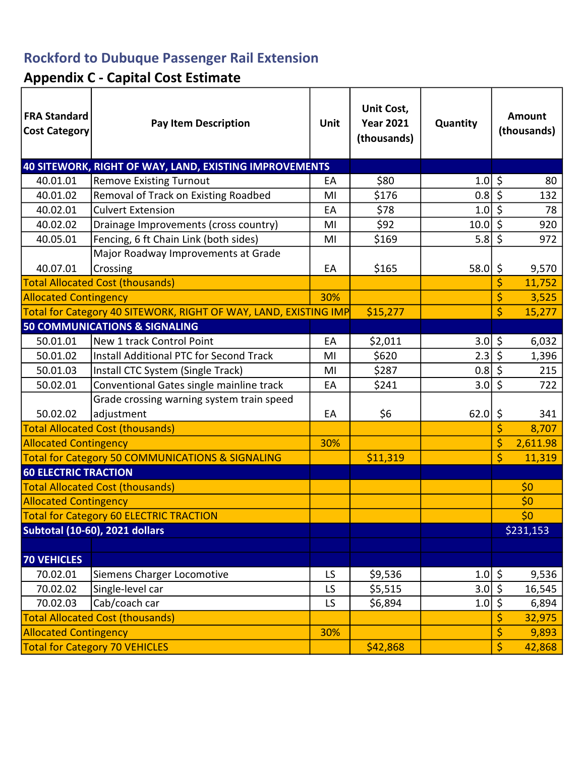## Rockford to Dubuque Passenger Rail Extension

## Appendix C - Capital Cost Estimate

| FRA Standard Cost Category | Pay Item Description | Unit | Unit Cost, Year 2021 (thousands) | Quantity | Amount (thousands) |
|---|---|---|---|---|---|
| **40 SITEWORK, RIGHT OF WAY, LAND, EXISTING IMPROVEMENTS** | | | | | |
| 40.01.01 | Remove Existing Turnout | EA | $80 | 1.0 | $ 80 |
| 40.01.02 | Removal of Track on Existing Roadbed | MI | $176 | 0.8 | $ 132 |
| 40.02.01 | Culvert Extension | EA | $78 | 1.0 | $ 78 |
| 40.02.02 | Drainage Improvements (cross country) | MI | $92 | 10.0 | $ 920 |
| 40.05.01 | Fencing, 6 ft Chain Link (both sides) | MI | $169 | 5.8 | $ 972 |
| 40.07.01 | Major Roadway Improvements at Grade Crossing | EA | $165 | 58.0 | $ 9,570 |
| Total Allocated Cost (thousands) | | | | | $ 11,752 |
| Allocated Contingency | | 30% | | | $ 3,525 |
| Total for Category 40 SITEWORK, RIGHT OF WAY, LAND, EXISTING IMP | | | $15,277 | | $ 15,277 |
| **50 COMMUNICATIONS & SIGNALING** | | | | | |
| 50.01.01 | New 1 track Control Point | EA | $2,011 | 3.0 | $ 6,032 |
| 50.01.02 | Install Additional PTC for Second Track | MI | $620 | 2.3 | $ 1,396 |
| 50.01.03 | Install CTC System (Single Track) | MI | $287 | 0.8 | $ 215 |
| 50.02.01 | Conventional Gates single mainline track | EA | $241 | 3.0 | $ 722 |
| 50.02.02 | Grade crossing warning system train speed adjustment | EA | $6 | 62.0 | $ 341 |
| Total Allocated Cost (thousands) | | | | | $ 8,707 |
| Allocated Contingency | | 30% | | | $ 2,611.98 |
| Total for Category 50 COMMUNICATIONS & SIGNALING | | | $11,319 | | $ 11,319 |
| **60 ELECTRIC TRACTION** | | | | | |
| Total Allocated Cost (thousands) | | | | | $0 |
| Allocated Contingency | | | | | $0 |
| Total for Category 60 ELECTRIC TRACTION | | | | | $0 |
| **Subtotal (10-60), 2021 dollars** | | | | | $231,153 |
| | | | | | |
| **70 VEHICLES** | | | | | |
| 70.02.01 | Siemens Charger Locomotive | LS | $9,536 | 1.0 | $ 9,536 |
| 70.02.02 | Single-level car | LS | $5,515 | 3.0 | $ 16,545 |
| 70.02.03 | Cab/coach car | LS | $6,894 | 1.0 | $ 6,894 |
| Total Allocated Cost (thousands) | | | | | $ 32,975 |
| Allocated Contingency | | 30% | | | $ 9,893 |
| Total for Category 70 VEHICLES | | | $42,868 | | $ 42,868 |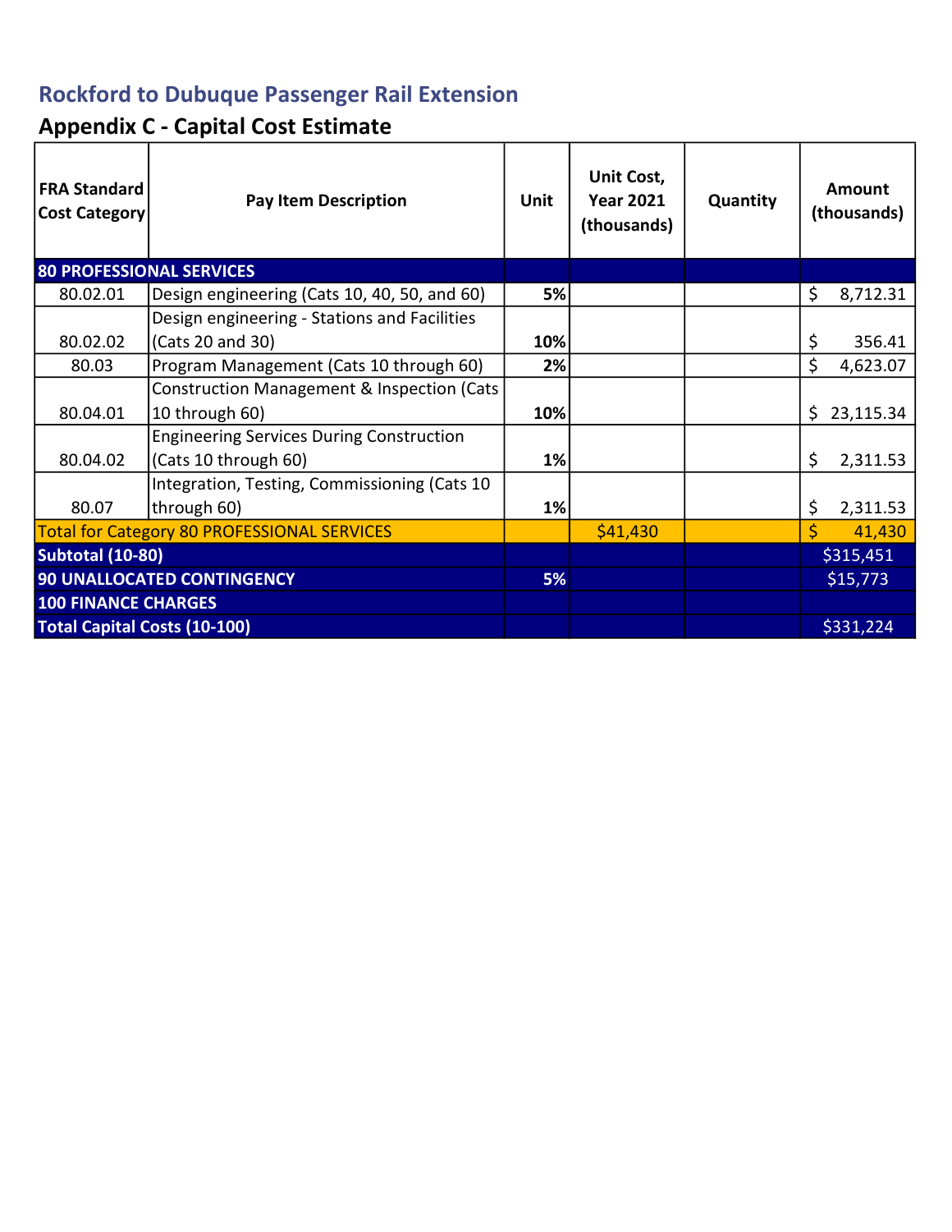## Rockford to Dubuque Passenger Rail Extension

## Appendix C - Capital Cost Estimate

| FRA Standard Cost Category | Pay Item Description | Unit | Unit Cost, Year 2021 (thousands) | Quantity | Amount (thousands) |
|---|---|---|---|---|---|
| **80 PROFESSIONAL SERVICES** | | | | | |
| 80.02.01 | Design engineering (Cats 10, 40, 50, and 60) | **5%** | | | $ 8,712.31 |
| 80.02.02 | Design engineering - Stations and Facilities (Cats 20 and 30) | **10%** | | | $ 356.41 |
| 80.03 | Program Management (Cats 10 through 60) | **2%** | | | $ 4,623.07 |
| 80.04.01 | Construction Management & Inspection (Cats 10 through 60) | **10%** | | | $ 23,115.34 |
| 80.04.02 | Engineering Services During Construction (Cats 10 through 60) | **1%** | | | $ 2,311.53 |
| 80.07 | Integration, Testing, Commissioning (Cats 10 through 60) | **1%** | | | $ 2,311.53 |
| Total for Category 80 PROFESSIONAL SERVICES | | | $41,430 | | $ 41,430 |
| **Subtotal (10-80)** | | | | | $315,451 |
| **90 UNALLOCATED CONTINGENCY** | | **5%** | | | $15,773 |
| **100 FINANCE CHARGES** | | | | | |
| **Total Capital Costs (10-100)** | | | | | $331,224 |